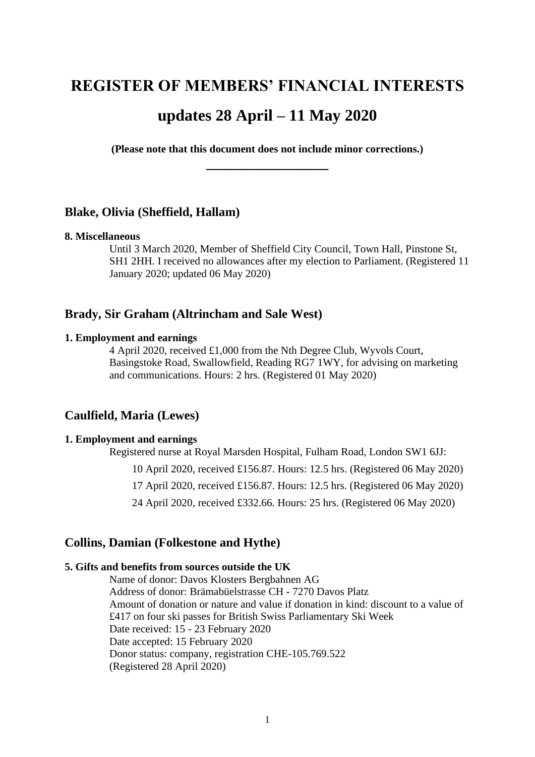# REGISTER OF MEMBERS' FINANCIAL INTERESTS

# updates 28 April – 11 May 2020

**(Please note that this document does not include minor corrections.)**

---

## Blake, Olivia (Sheffield, Hallam)

**8. Miscellaneous**

Until 3 March 2020, Member of Sheffield City Council, Town Hall, Pinstone St, SH1 2HH. I received no allowances after my election to Parliament. (Registered 11 January 2020; updated 06 May 2020)

## Brady, Sir Graham (Altrincham and Sale West)

**1. Employment and earnings**

4 April 2020, received £1,000 from the Nth Degree Club, Wyvols Court, Basingstoke Road, Swallowfield, Reading RG7 1WY, for advising on marketing and communications. Hours: 2 hrs. (Registered 01 May 2020)

## Caulfield, Maria (Lewes)

**1. Employment and earnings**

Registered nurse at Royal Marsden Hospital, Fulham Road, London SW1 6JJ:

10 April 2020, received £156.87. Hours: 12.5 hrs. (Registered 06 May 2020)

17 April 2020, received £156.87. Hours: 12.5 hrs. (Registered 06 May 2020)

24 April 2020, received £332.66. Hours: 25 hrs. (Registered 06 May 2020)

## Collins, Damian (Folkestone and Hythe)

**5. Gifts and benefits from sources outside the UK**

Name of donor: Davos Klosters Bergbahnen AG
Address of donor: Brämabüelstrasse CH - 7270 Davos Platz
Amount of donation or nature and value if donation in kind: discount to a value of £417 on four ski passes for British Swiss Parliamentary Ski Week
Date received: 15 - 23 February 2020
Date accepted: 15 February 2020
Donor status: company, registration CHE-105.769.522
(Registered 28 April 2020)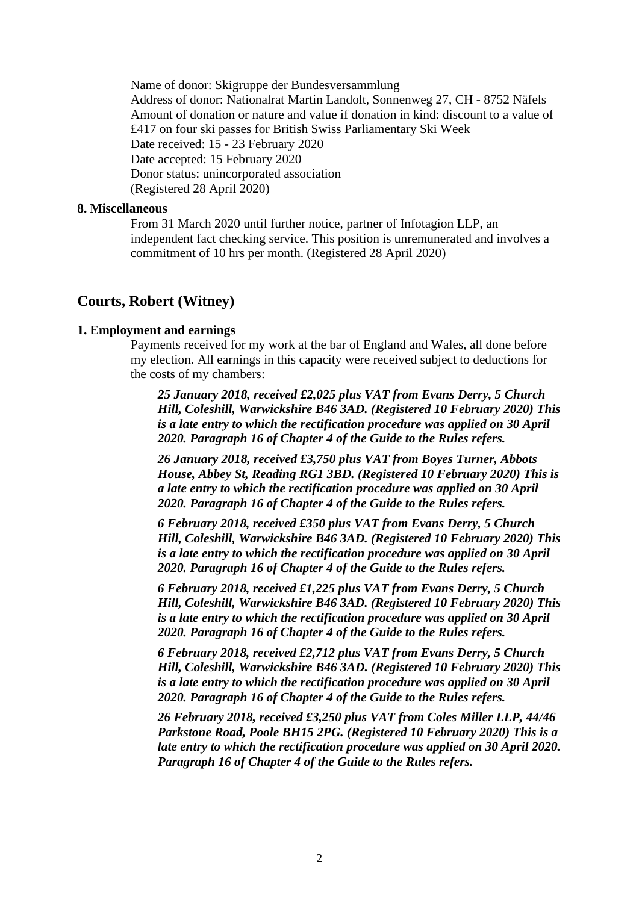Name of donor: Skigruppe der Bundesversammlung
Address of donor: Nationalrat Martin Landolt, Sonnenweg 27, CH - 8752 Näfels
Amount of donation or nature and value if donation in kind: discount to a value of £417 on four ski passes for British Swiss Parliamentary Ski Week
Date received: 15 - 23 February 2020
Date accepted: 15 February 2020
Donor status: unincorporated association
(Registered 28 April 2020)

**8. Miscellaneous**

From 31 March 2020 until further notice, partner of Infotagion LLP, an independent fact checking service. This position is unremunerated and involves a commitment of 10 hrs per month. (Registered 28 April 2020)

## Courts, Robert (Witney)

**1. Employment and earnings**

Payments received for my work at the bar of England and Wales, all done before my election. All earnings in this capacity were received subject to deductions for the costs of my chambers:

***25 January 2018, received £2,025 plus VAT from Evans Derry, 5 Church Hill, Coleshill, Warwickshire B46 3AD. (Registered 10 February 2020) This is a late entry to which the rectification procedure was applied on 30 April 2020. Paragraph 16 of Chapter 4 of the Guide to the Rules refers.***

***26 January 2018, received £3,750 plus VAT from Boyes Turner, Abbots House, Abbey St, Reading RG1 3BD. (Registered 10 February 2020) This is a late entry to which the rectification procedure was applied on 30 April 2020. Paragraph 16 of Chapter 4 of the Guide to the Rules refers.***

***6 February 2018, received £350 plus VAT from Evans Derry, 5 Church Hill, Coleshill, Warwickshire B46 3AD. (Registered 10 February 2020) This is a late entry to which the rectification procedure was applied on 30 April 2020. Paragraph 16 of Chapter 4 of the Guide to the Rules refers.***

***6 February 2018, received £1,225 plus VAT from Evans Derry, 5 Church Hill, Coleshill, Warwickshire B46 3AD. (Registered 10 February 2020) This is a late entry to which the rectification procedure was applied on 30 April 2020. Paragraph 16 of Chapter 4 of the Guide to the Rules refers.***

***6 February 2018, received £2,712 plus VAT from Evans Derry, 5 Church Hill, Coleshill, Warwickshire B46 3AD. (Registered 10 February 2020) This is a late entry to which the rectification procedure was applied on 30 April 2020. Paragraph 16 of Chapter 4 of the Guide to the Rules refers.***

***26 February 2018, received £3,250 plus VAT from Coles Miller LLP, 44/46 Parkstone Road, Poole BH15 2PG. (Registered 10 February 2020) This is a late entry to which the rectification procedure was applied on 30 April 2020. Paragraph 16 of Chapter 4 of the Guide to the Rules refers.***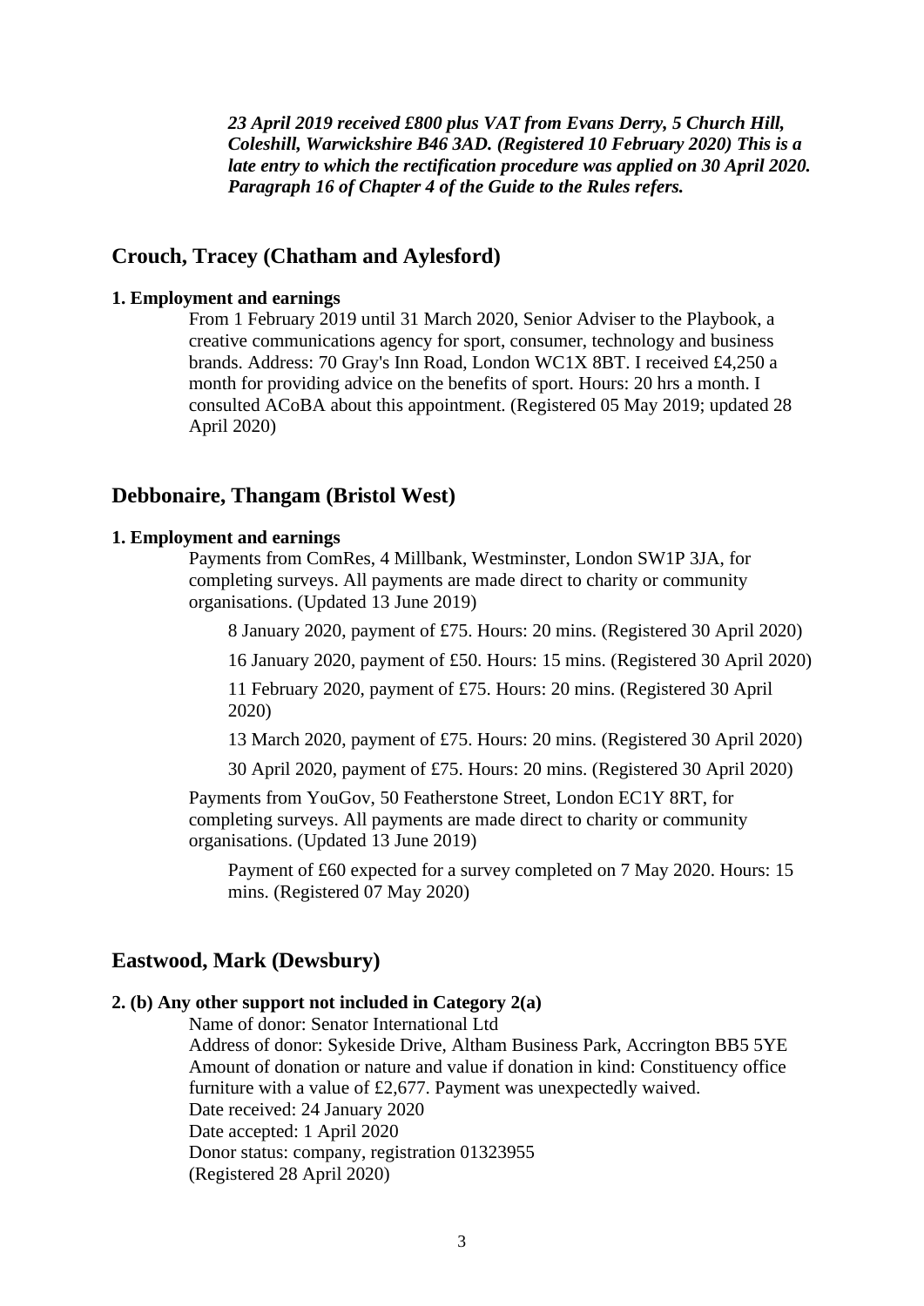***23 April 2019 received £800 plus VAT from Evans Derry, 5 Church Hill, Coleshill, Warwickshire B46 3AD. (Registered 10 February 2020) This is a late entry to which the rectification procedure was applied on 30 April 2020. Paragraph 16 of Chapter 4 of the Guide to the Rules refers.***

## Crouch, Tracey (Chatham and Aylesford)

**1. Employment and earnings**

From 1 February 2019 until 31 March 2020, Senior Adviser to the Playbook, a creative communications agency for sport, consumer, technology and business brands. Address: 70 Gray's Inn Road, London WC1X 8BT. I received £4,250 a month for providing advice on the benefits of sport. Hours: 20 hrs a month. I consulted ACoBA about this appointment. (Registered 05 May 2019; updated 28 April 2020)

## Debbonaire, Thangam (Bristol West)

**1. Employment and earnings**

Payments from ComRes, 4 Millbank, Westminster, London SW1P 3JA, for completing surveys. All payments are made direct to charity or community organisations. (Updated 13 June 2019)

8 January 2020, payment of £75. Hours: 20 mins. (Registered 30 April 2020)

16 January 2020, payment of £50. Hours: 15 mins. (Registered 30 April 2020)

11 February 2020, payment of £75. Hours: 20 mins. (Registered 30 April 2020)

13 March 2020, payment of £75. Hours: 20 mins. (Registered 30 April 2020)

30 April 2020, payment of £75. Hours: 20 mins. (Registered 30 April 2020)

Payments from YouGov, 50 Featherstone Street, London EC1Y 8RT, for completing surveys. All payments are made direct to charity or community organisations. (Updated 13 June 2019)

Payment of £60 expected for a survey completed on 7 May 2020. Hours: 15 mins. (Registered 07 May 2020)

## Eastwood, Mark (Dewsbury)

**2. (b) Any other support not included in Category 2(a)**

Name of donor: Senator International Ltd
Address of donor: Sykeside Drive, Altham Business Park, Accrington BB5 5YE
Amount of donation or nature and value if donation in kind: Constituency office furniture with a value of £2,677. Payment was unexpectedly waived.
Date received: 24 January 2020
Date accepted: 1 April 2020
Donor status: company, registration 01323955
(Registered 28 April 2020)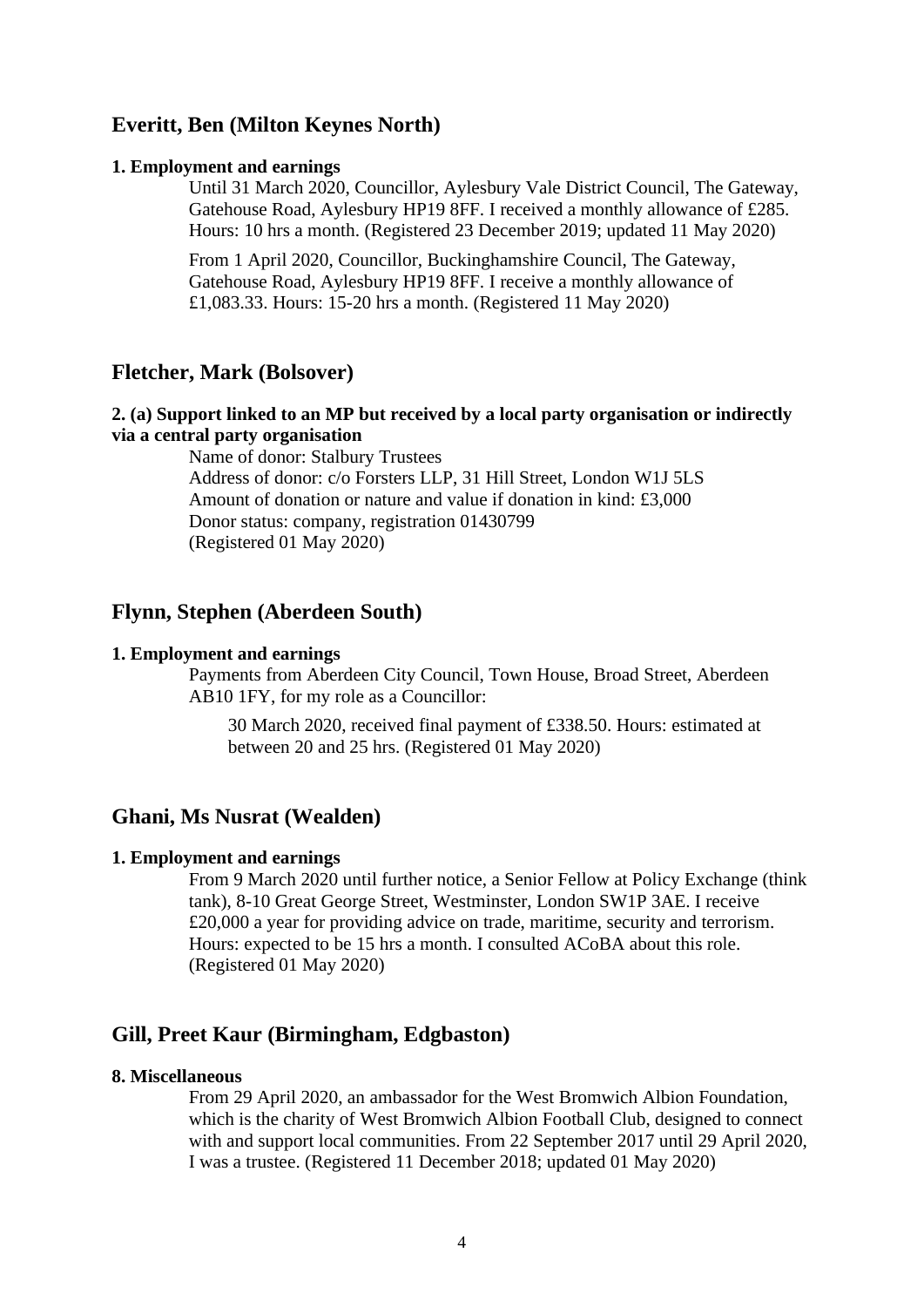## Everitt, Ben (Milton Keynes North)

**1. Employment and earnings**

Until 31 March 2020, Councillor, Aylesbury Vale District Council, The Gateway, Gatehouse Road, Aylesbury HP19 8FF. I received a monthly allowance of £285. Hours: 10 hrs a month. (Registered 23 December 2019; updated 11 May 2020)

From 1 April 2020, Councillor, Buckinghamshire Council, The Gateway, Gatehouse Road, Aylesbury HP19 8FF. I receive a monthly allowance of £1,083.33. Hours: 15-20 hrs a month. (Registered 11 May 2020)

## Fletcher, Mark (Bolsover)

**2. (a) Support linked to an MP but received by a local party organisation or indirectly via a central party organisation**

Name of donor: Stalbury Trustees
Address of donor: c/o Forsters LLP, 31 Hill Street, London W1J 5LS
Amount of donation or nature and value if donation in kind: £3,000
Donor status: company, registration 01430799
(Registered 01 May 2020)

## Flynn, Stephen (Aberdeen South)

**1. Employment and earnings**

Payments from Aberdeen City Council, Town House, Broad Street, Aberdeen AB10 1FY, for my role as a Councillor:

> 30 March 2020, received final payment of £338.50. Hours: estimated at between 20 and 25 hrs. (Registered 01 May 2020)

## Ghani, Ms Nusrat (Wealden)

**1. Employment and earnings**

From 9 March 2020 until further notice, a Senior Fellow at Policy Exchange (think tank), 8-10 Great George Street, Westminster, London SW1P 3AE. I receive £20,000 a year for providing advice on trade, maritime, security and terrorism. Hours: expected to be 15 hrs a month. I consulted ACoBA about this role. (Registered 01 May 2020)

## Gill, Preet Kaur (Birmingham, Edgbaston)

**8. Miscellaneous**

From 29 April 2020, an ambassador for the West Bromwich Albion Foundation, which is the charity of West Bromwich Albion Football Club, designed to connect with and support local communities. From 22 September 2017 until 29 April 2020, I was a trustee. (Registered 11 December 2018; updated 01 May 2020)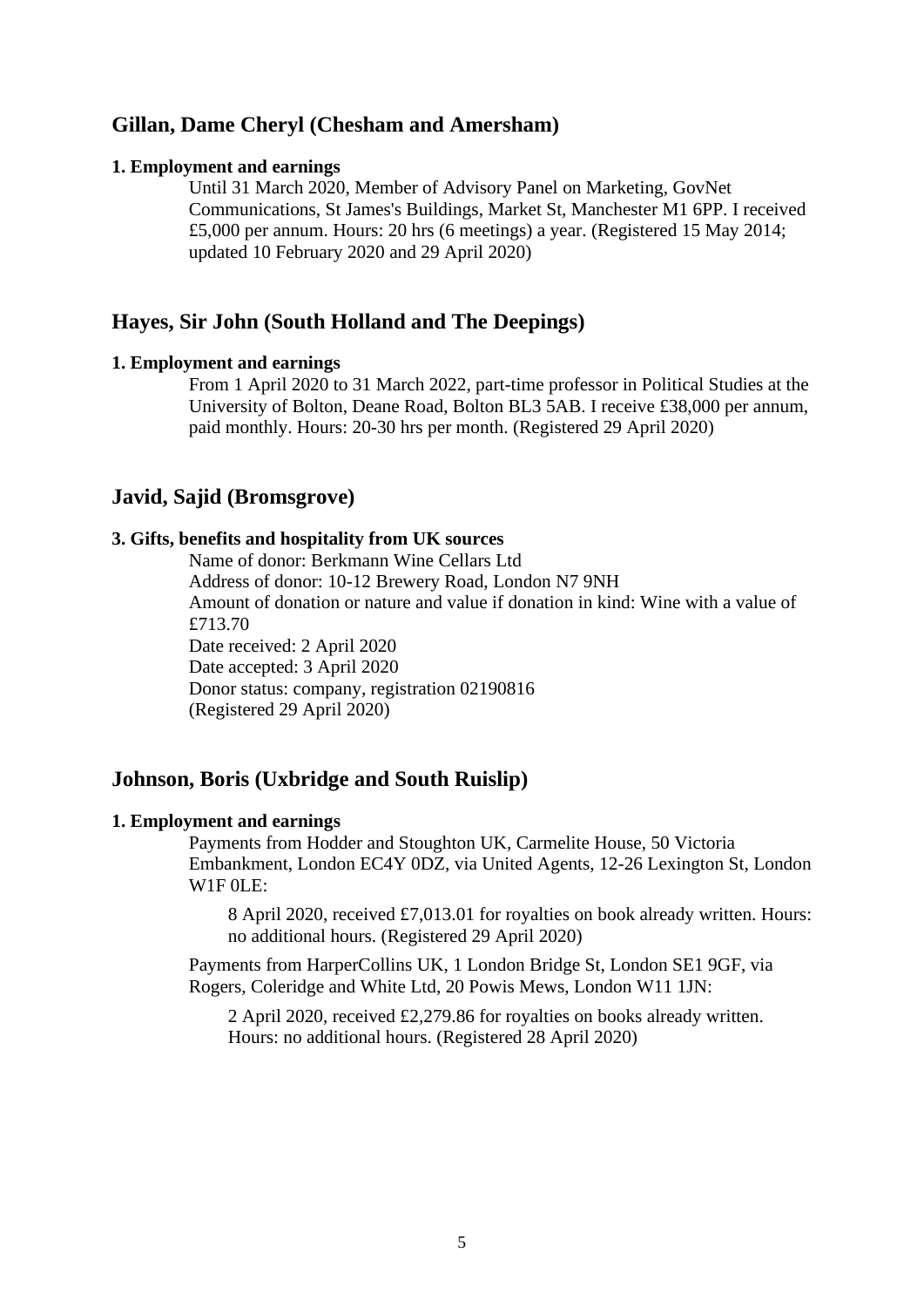## Gillan, Dame Cheryl (Chesham and Amersham)

**1. Employment and earnings**

Until 31 March 2020, Member of Advisory Panel on Marketing, GovNet Communications, St James's Buildings, Market St, Manchester M1 6PP. I received £5,000 per annum. Hours: 20 hrs (6 meetings) a year. (Registered 15 May 2014; updated 10 February 2020 and 29 April 2020)

## Hayes, Sir John (South Holland and The Deepings)

**1. Employment and earnings**

From 1 April 2020 to 31 March 2022, part-time professor in Political Studies at the University of Bolton, Deane Road, Bolton BL3 5AB. I receive £38,000 per annum, paid monthly. Hours: 20-30 hrs per month. (Registered 29 April 2020)

## Javid, Sajid (Bromsgrove)

**3. Gifts, benefits and hospitality from UK sources**

Name of donor: Berkmann Wine Cellars Ltd
Address of donor: 10-12 Brewery Road, London N7 9NH
Amount of donation or nature and value if donation in kind: Wine with a value of £713.70
Date received: 2 April 2020
Date accepted: 3 April 2020
Donor status: company, registration 02190816
(Registered 29 April 2020)

## Johnson, Boris (Uxbridge and South Ruislip)

**1. Employment and earnings**

Payments from Hodder and Stoughton UK, Carmelite House, 50 Victoria Embankment, London EC4Y 0DZ, via United Agents, 12-26 Lexington St, London W1F 0LE:

8 April 2020, received £7,013.01 for royalties on book already written. Hours: no additional hours. (Registered 29 April 2020)

Payments from HarperCollins UK, 1 London Bridge St, London SE1 9GF, via Rogers, Coleridge and White Ltd, 20 Powis Mews, London W11 1JN:

2 April 2020, received £2,279.86 for royalties on books already written. Hours: no additional hours. (Registered 28 April 2020)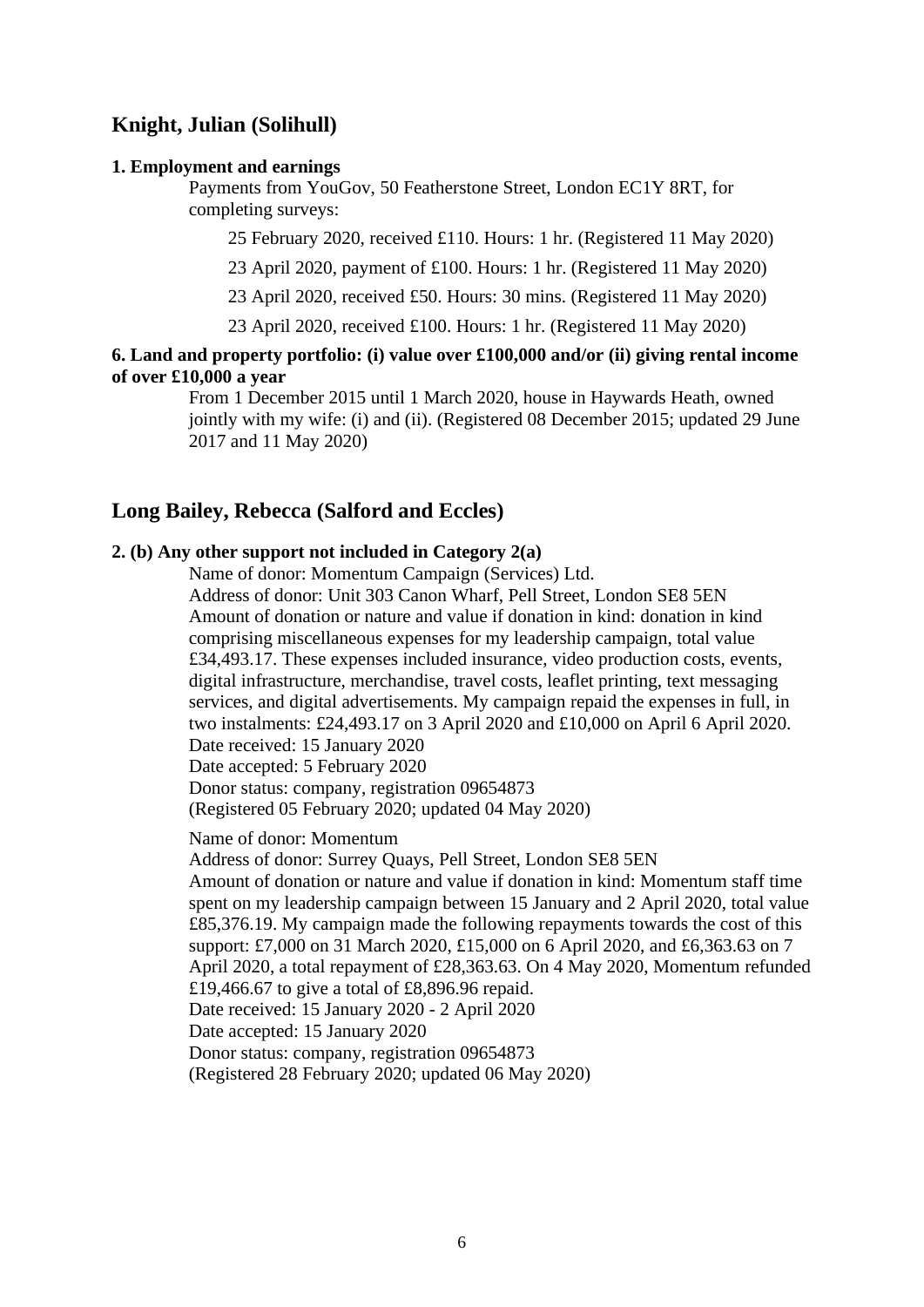## Knight, Julian (Solihull)

**1. Employment and earnings**

Payments from YouGov, 50 Featherstone Street, London EC1Y 8RT, for completing surveys:

25 February 2020, received £110. Hours: 1 hr. (Registered 11 May 2020)

23 April 2020, payment of £100. Hours: 1 hr. (Registered 11 May 2020)

23 April 2020, received £50. Hours: 30 mins. (Registered 11 May 2020)

23 April 2020, received £100. Hours: 1 hr. (Registered 11 May 2020)

**6. Land and property portfolio: (i) value over £100,000 and/or (ii) giving rental income of over £10,000 a year**

From 1 December 2015 until 1 March 2020, house in Haywards Heath, owned jointly with my wife: (i) and (ii). (Registered 08 December 2015; updated 29 June 2017 and 11 May 2020)

## Long Bailey, Rebecca (Salford and Eccles)

**2. (b) Any other support not included in Category 2(a)**

Name of donor: Momentum Campaign (Services) Ltd.
Address of donor: Unit 303 Canon Wharf, Pell Street, London SE8 5EN
Amount of donation or nature and value if donation in kind: donation in kind comprising miscellaneous expenses for my leadership campaign, total value £34,493.17. These expenses included insurance, video production costs, events, digital infrastructure, merchandise, travel costs, leaflet printing, text messaging services, and digital advertisements. My campaign repaid the expenses in full, in two instalments: £24,493.17 on 3 April 2020 and £10,000 on April 6 April 2020.
Date received: 15 January 2020
Date accepted: 5 February 2020
Donor status: company, registration 09654873
(Registered 05 February 2020; updated 04 May 2020)

Name of donor: Momentum
Address of donor: Surrey Quays, Pell Street, London SE8 5EN
Amount of donation or nature and value if donation in kind: Momentum staff time spent on my leadership campaign between 15 January and 2 April 2020, total value £85,376.19. My campaign made the following repayments towards the cost of this support: £7,000 on 31 March 2020, £15,000 on 6 April 2020, and £6,363.63 on 7 April 2020, a total repayment of £28,363.63. On 4 May 2020, Momentum refunded £19,466.67 to give a total of £8,896.96 repaid.
Date received: 15 January 2020 - 2 April 2020
Date accepted: 15 January 2020
Donor status: company, registration 09654873
(Registered 28 February 2020; updated 06 May 2020)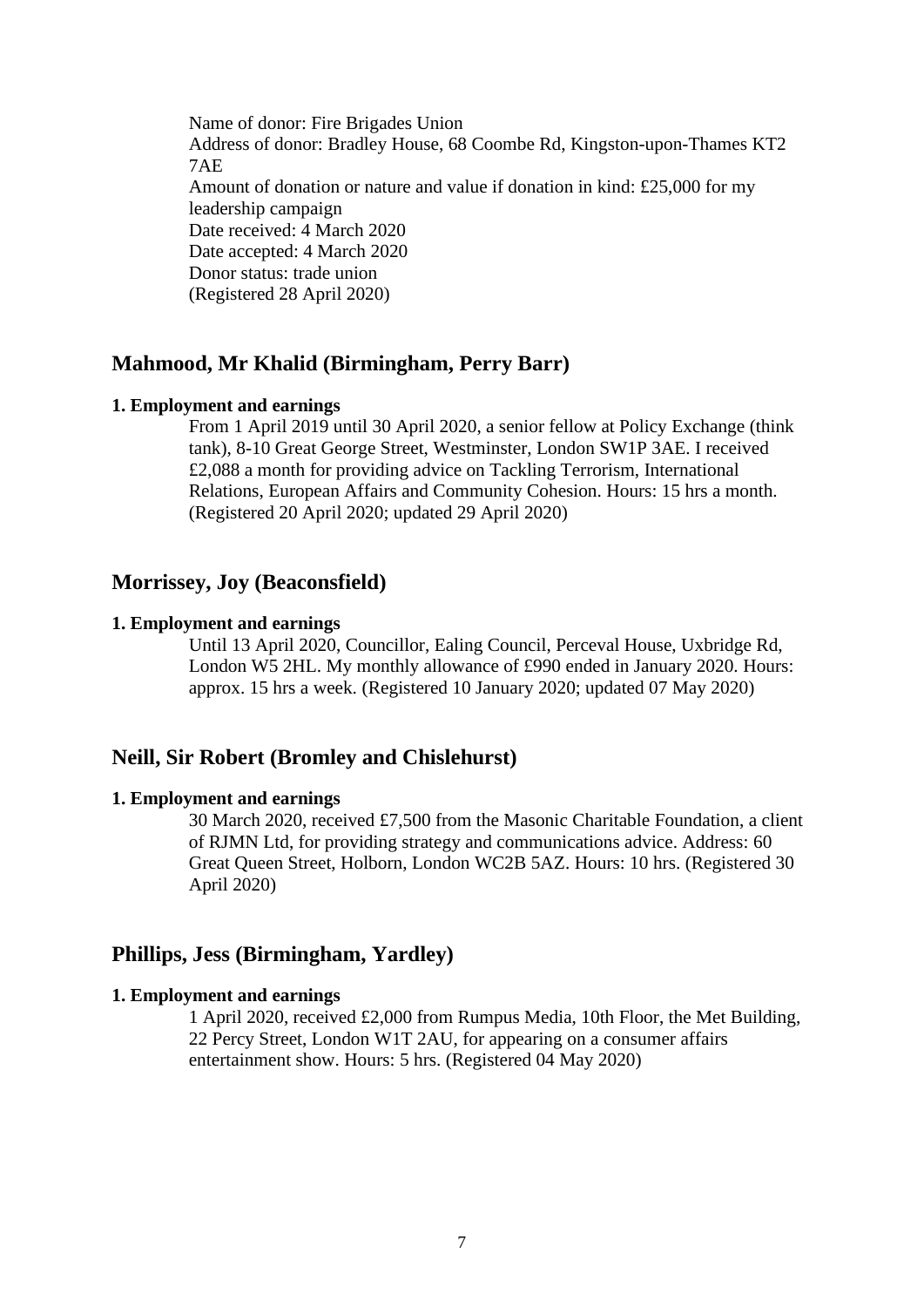Name of donor: Fire Brigades Union
Address of donor: Bradley House, 68 Coombe Rd, Kingston-upon-Thames KT2 7AE
Amount of donation or nature and value if donation in kind: £25,000 for my leadership campaign
Date received: 4 March 2020
Date accepted: 4 March 2020
Donor status: trade union
(Registered 28 April 2020)

## Mahmood, Mr Khalid (Birmingham, Perry Barr)

**1. Employment and earnings**

From 1 April 2019 until 30 April 2020, a senior fellow at Policy Exchange (think tank), 8-10 Great George Street, Westminster, London SW1P 3AE. I received £2,088 a month for providing advice on Tackling Terrorism, International Relations, European Affairs and Community Cohesion. Hours: 15 hrs a month. (Registered 20 April 2020; updated 29 April 2020)

## Morrissey, Joy (Beaconsfield)

**1. Employment and earnings**

Until 13 April 2020, Councillor, Ealing Council, Perceval House, Uxbridge Rd, London W5 2HL. My monthly allowance of £990 ended in January 2020. Hours: approx. 15 hrs a week. (Registered 10 January 2020; updated 07 May 2020)

## Neill, Sir Robert (Bromley and Chislehurst)

**1. Employment and earnings**

30 March 2020, received £7,500 from the Masonic Charitable Foundation, a client of RJMN Ltd, for providing strategy and communications advice. Address: 60 Great Queen Street, Holborn, London WC2B 5AZ. Hours: 10 hrs. (Registered 30 April 2020)

## Phillips, Jess (Birmingham, Yardley)

**1. Employment and earnings**

1 April 2020, received £2,000 from Rumpus Media, 10th Floor, the Met Building, 22 Percy Street, London W1T 2AU, for appearing on a consumer affairs entertainment show. Hours: 5 hrs. (Registered 04 May 2020)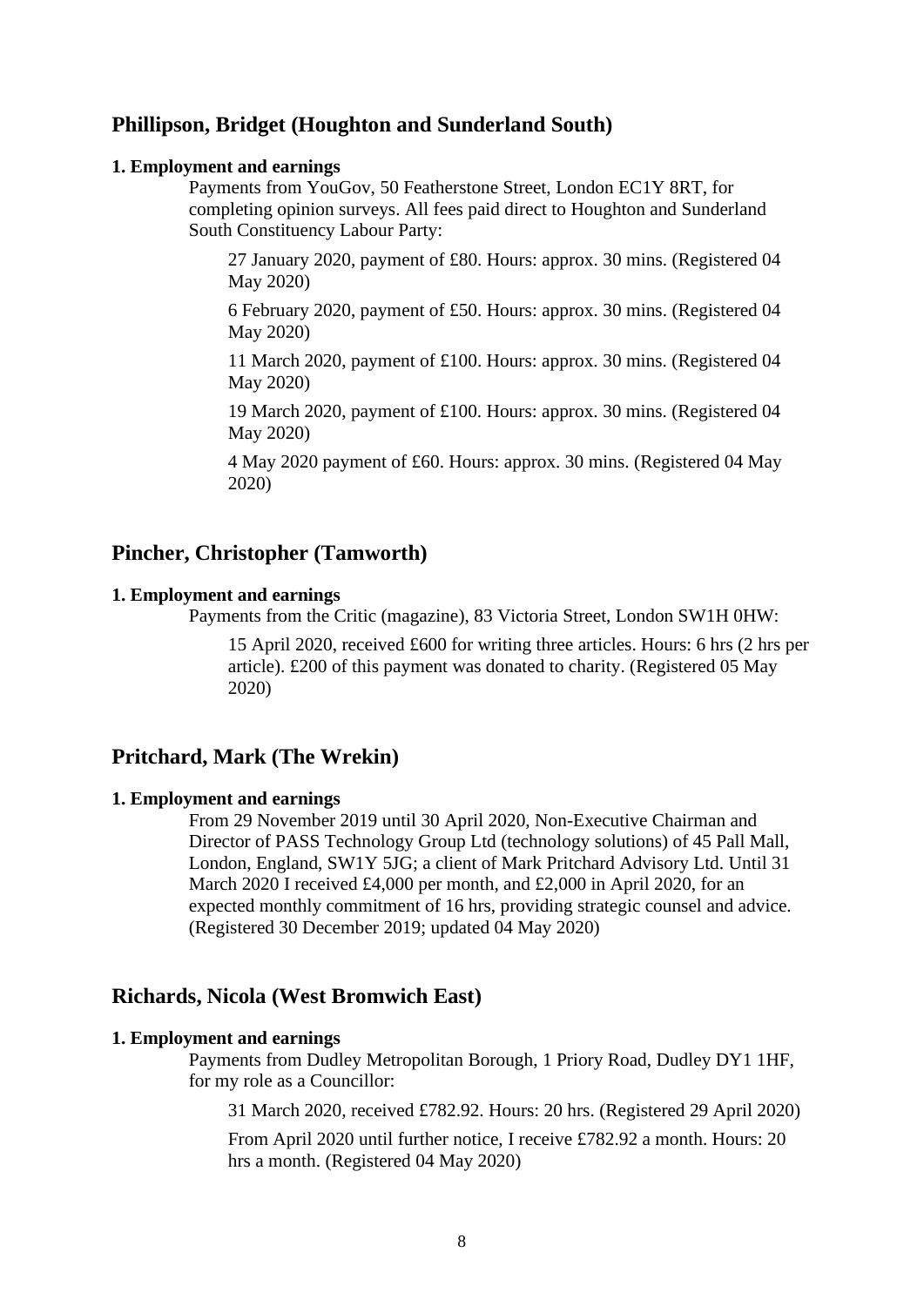## Phillipson, Bridget (Houghton and Sunderland South)

**1. Employment and earnings**

Payments from YouGov, 50 Featherstone Street, London EC1Y 8RT, for completing opinion surveys. All fees paid direct to Houghton and Sunderland South Constituency Labour Party:

27 January 2020, payment of £80. Hours: approx. 30 mins. (Registered 04 May 2020)

6 February 2020, payment of £50. Hours: approx. 30 mins. (Registered 04 May 2020)

11 March 2020, payment of £100. Hours: approx. 30 mins. (Registered 04 May 2020)

19 March 2020, payment of £100. Hours: approx. 30 mins. (Registered 04 May 2020)

4 May 2020 payment of £60. Hours: approx. 30 mins. (Registered 04 May 2020)

## Pincher, Christopher (Tamworth)

**1. Employment and earnings**

Payments from the Critic (magazine), 83 Victoria Street, London SW1H 0HW:

15 April 2020, received £600 for writing three articles. Hours: 6 hrs (2 hrs per article). £200 of this payment was donated to charity. (Registered 05 May 2020)

## Pritchard, Mark (The Wrekin)

**1. Employment and earnings**

From 29 November 2019 until 30 April 2020, Non-Executive Chairman and Director of PASS Technology Group Ltd (technology solutions) of 45 Pall Mall, London, England, SW1Y 5JG; a client of Mark Pritchard Advisory Ltd. Until 31 March 2020 I received £4,000 per month, and £2,000 in April 2020, for an expected monthly commitment of 16 hrs, providing strategic counsel and advice. (Registered 30 December 2019; updated 04 May 2020)

## Richards, Nicola (West Bromwich East)

**1. Employment and earnings**

Payments from Dudley Metropolitan Borough, 1 Priory Road, Dudley DY1 1HF, for my role as a Councillor:

31 March 2020, received £782.92. Hours: 20 hrs. (Registered 29 April 2020)

From April 2020 until further notice, I receive £782.92 a month. Hours: 20 hrs a month. (Registered 04 May 2020)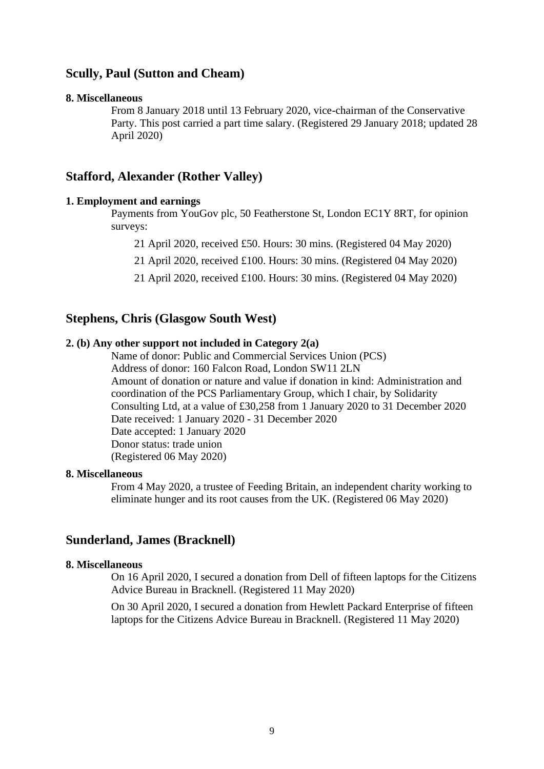## Scully, Paul (Sutton and Cheam)

**8. Miscellaneous**

From 8 January 2018 until 13 February 2020, vice-chairman of the Conservative Party. This post carried a part time salary. (Registered 29 January 2018; updated 28 April 2020)

## Stafford, Alexander (Rother Valley)

**1. Employment and earnings**

Payments from YouGov plc, 50 Featherstone St, London EC1Y 8RT, for opinion surveys:

21 April 2020, received £50. Hours: 30 mins. (Registered 04 May 2020)

21 April 2020, received £100. Hours: 30 mins. (Registered 04 May 2020)

21 April 2020, received £100. Hours: 30 mins. (Registered 04 May 2020)

## Stephens, Chris (Glasgow South West)

**2. (b) Any other support not included in Category 2(a)**

Name of donor: Public and Commercial Services Union (PCS)
Address of donor: 160 Falcon Road, London SW11 2LN
Amount of donation or nature and value if donation in kind: Administration and coordination of the PCS Parliamentary Group, which I chair, by Solidarity Consulting Ltd, at a value of £30,258 from 1 January 2020 to 31 December 2020
Date received: 1 January 2020 - 31 December 2020
Date accepted: 1 January 2020
Donor status: trade union
(Registered 06 May 2020)

**8. Miscellaneous**

From 4 May 2020, a trustee of Feeding Britain, an independent charity working to eliminate hunger and its root causes from the UK. (Registered 06 May 2020)

## Sunderland, James (Bracknell)

**8. Miscellaneous**

On 16 April 2020, I secured a donation from Dell of fifteen laptops for the Citizens Advice Bureau in Bracknell. (Registered 11 May 2020)

On 30 April 2020, I secured a donation from Hewlett Packard Enterprise of fifteen laptops for the Citizens Advice Bureau in Bracknell. (Registered 11 May 2020)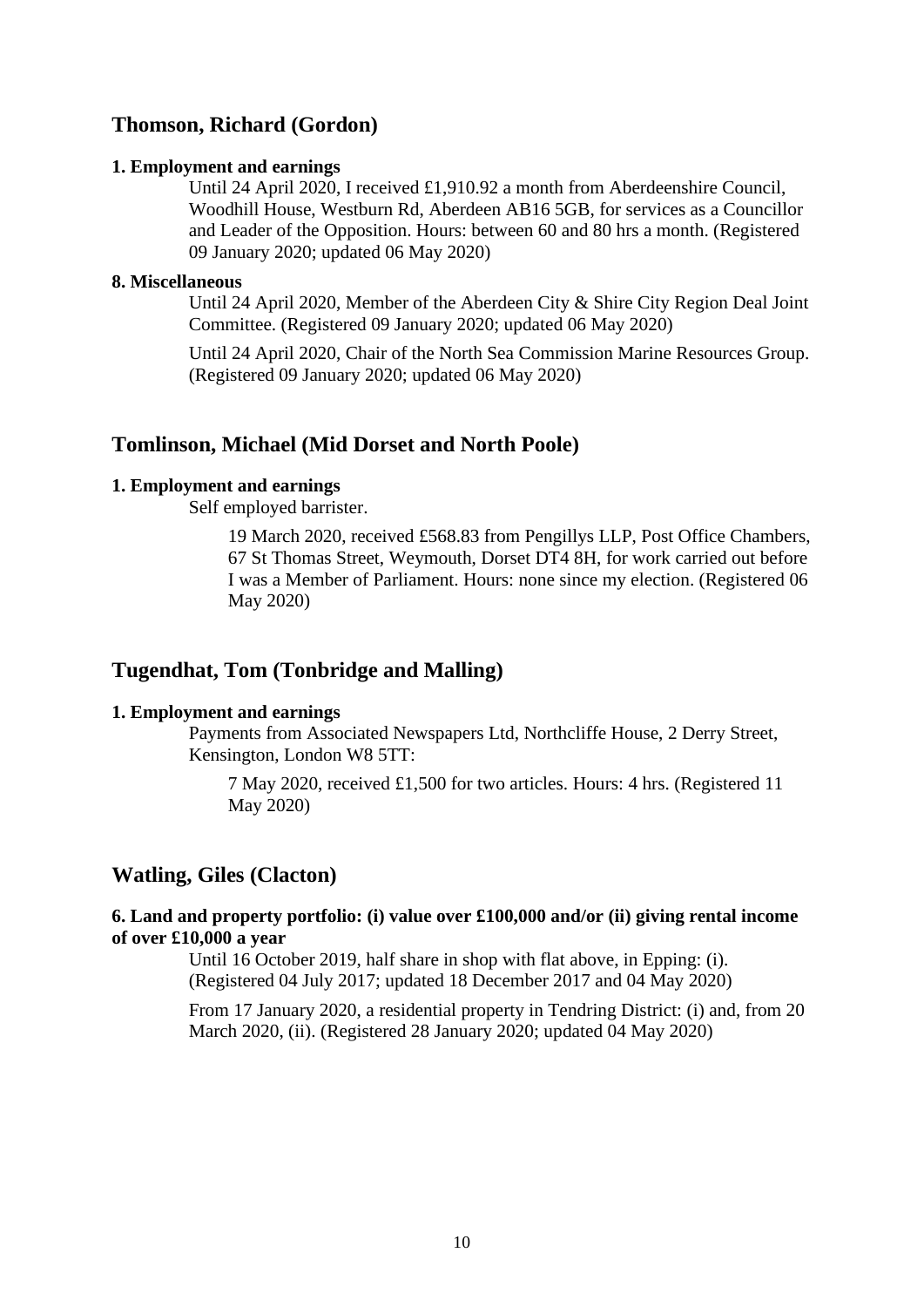## Thomson, Richard (Gordon)

**1. Employment and earnings**

Until 24 April 2020, I received £1,910.92 a month from Aberdeenshire Council, Woodhill House, Westburn Rd, Aberdeen AB16 5GB, for services as a Councillor and Leader of the Opposition. Hours: between 60 and 80 hrs a month. (Registered 09 January 2020; updated 06 May 2020)

**8. Miscellaneous**

Until 24 April 2020, Member of the Aberdeen City & Shire City Region Deal Joint Committee. (Registered 09 January 2020; updated 06 May 2020)

Until 24 April 2020, Chair of the North Sea Commission Marine Resources Group. (Registered 09 January 2020; updated 06 May 2020)

## Tomlinson, Michael (Mid Dorset and North Poole)

**1. Employment and earnings**

Self employed barrister.

19 March 2020, received £568.83 from Pengillys LLP, Post Office Chambers, 67 St Thomas Street, Weymouth, Dorset DT4 8H, for work carried out before I was a Member of Parliament. Hours: none since my election. (Registered 06 May 2020)

## Tugendhat, Tom (Tonbridge and Malling)

**1. Employment and earnings**

Payments from Associated Newspapers Ltd, Northcliffe House, 2 Derry Street, Kensington, London W8 5TT:

7 May 2020, received £1,500 for two articles. Hours: 4 hrs. (Registered 11 May 2020)

## Watling, Giles (Clacton)

**6. Land and property portfolio: (i) value over £100,000 and/or (ii) giving rental income of over £10,000 a year**

Until 16 October 2019, half share in shop with flat above, in Epping: (i). (Registered 04 July 2017; updated 18 December 2017 and 04 May 2020)

From 17 January 2020, a residential property in Tendring District: (i) and, from 20 March 2020, (ii). (Registered 28 January 2020; updated 04 May 2020)